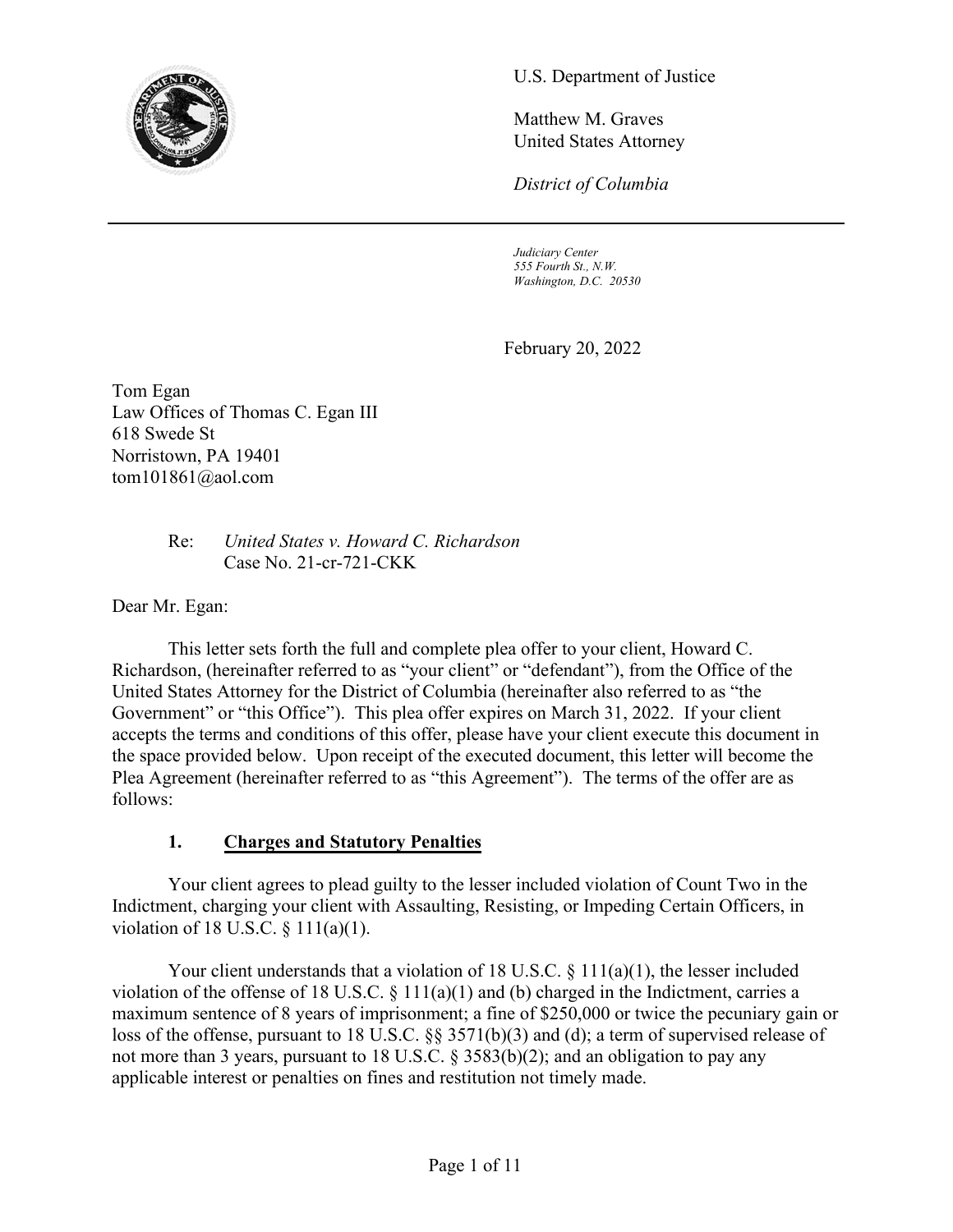U.S. Department of Justice

Matthew M. Graves
United States Attorney

*District of Columbia*

---

*Judiciary Center*
*555 Fourth St., N.W.*
*Washington, D.C. 20530*

February 20, 2022

Tom Egan
Law Offices of Thomas C. Egan III
618 Swede St
Norristown, PA 19401
tom101861@aol.com

Re: *United States v. Howard C. Richardson*
Case No. 21-cr-721-CKK

Dear Mr. Egan:

This letter sets forth the full and complete plea offer to your client, Howard C. Richardson, (hereinafter referred to as "your client" or "defendant"), from the Office of the United States Attorney for the District of Columbia (hereinafter also referred to as "the Government" or "this Office"). This plea offer expires on March 31, 2022. If your client accepts the terms and conditions of this offer, please have your client execute this document in the space provided below. Upon receipt of the executed document, this letter will become the Plea Agreement (hereinafter referred to as "this Agreement"). The terms of the offer are as follows:

## 1. Charges and Statutory Penalties

Your client agrees to plead guilty to the lesser included violation of Count Two in the Indictment, charging your client with Assaulting, Resisting, or Impeding Certain Officers, in violation of 18 U.S.C. § 111(a)(1).

Your client understands that a violation of 18 U.S.C. § 111(a)(1), the lesser included violation of the offense of 18 U.S.C. § 111(a)(1) and (b) charged in the Indictment, carries a maximum sentence of 8 years of imprisonment; a fine of $250,000 or twice the pecuniary gain or loss of the offense, pursuant to 18 U.S.C. §§ 3571(b)(3) and (d); a term of supervised release of not more than 3 years, pursuant to 18 U.S.C. § 3583(b)(2); and an obligation to pay any applicable interest or penalties on fines and restitution not timely made.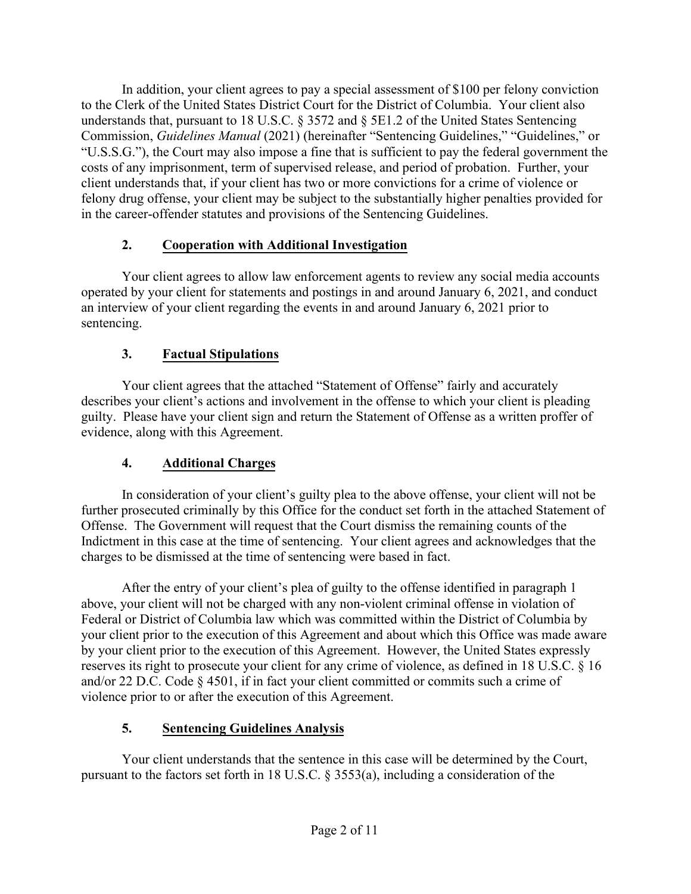In addition, your client agrees to pay a special assessment of $100 per felony conviction to the Clerk of the United States District Court for the District of Columbia. Your client also understands that, pursuant to 18 U.S.C. § 3572 and § 5E1.2 of the United States Sentencing Commission, *Guidelines Manual* (2021) (hereinafter "Sentencing Guidelines," "Guidelines," or "U.S.S.G."), the Court may also impose a fine that is sufficient to pay the federal government the costs of any imprisonment, term of supervised release, and period of probation. Further, your client understands that, if your client has two or more convictions for a crime of violence or felony drug offense, your client may be subject to the substantially higher penalties provided for in the career-offender statutes and provisions of the Sentencing Guidelines.

## 2. Cooperation with Additional Investigation

Your client agrees to allow law enforcement agents to review any social media accounts operated by your client for statements and postings in and around January 6, 2021, and conduct an interview of your client regarding the events in and around January 6, 2021 prior to sentencing.

## 3. Factual Stipulations

Your client agrees that the attached "Statement of Offense" fairly and accurately describes your client's actions and involvement in the offense to which your client is pleading guilty. Please have your client sign and return the Statement of Offense as a written proffer of evidence, along with this Agreement.

## 4. Additional Charges

In consideration of your client's guilty plea to the above offense, your client will not be further prosecuted criminally by this Office for the conduct set forth in the attached Statement of Offense. The Government will request that the Court dismiss the remaining counts of the Indictment in this case at the time of sentencing. Your client agrees and acknowledges that the charges to be dismissed at the time of sentencing were based in fact.

After the entry of your client's plea of guilty to the offense identified in paragraph 1 above, your client will not be charged with any non-violent criminal offense in violation of Federal or District of Columbia law which was committed within the District of Columbia by your client prior to the execution of this Agreement and about which this Office was made aware by your client prior to the execution of this Agreement. However, the United States expressly reserves its right to prosecute your client for any crime of violence, as defined in 18 U.S.C. § 16 and/or 22 D.C. Code § 4501, if in fact your client committed or commits such a crime of violence prior to or after the execution of this Agreement.

## 5. Sentencing Guidelines Analysis

Your client understands that the sentence in this case will be determined by the Court, pursuant to the factors set forth in 18 U.S.C. § 3553(a), including a consideration of the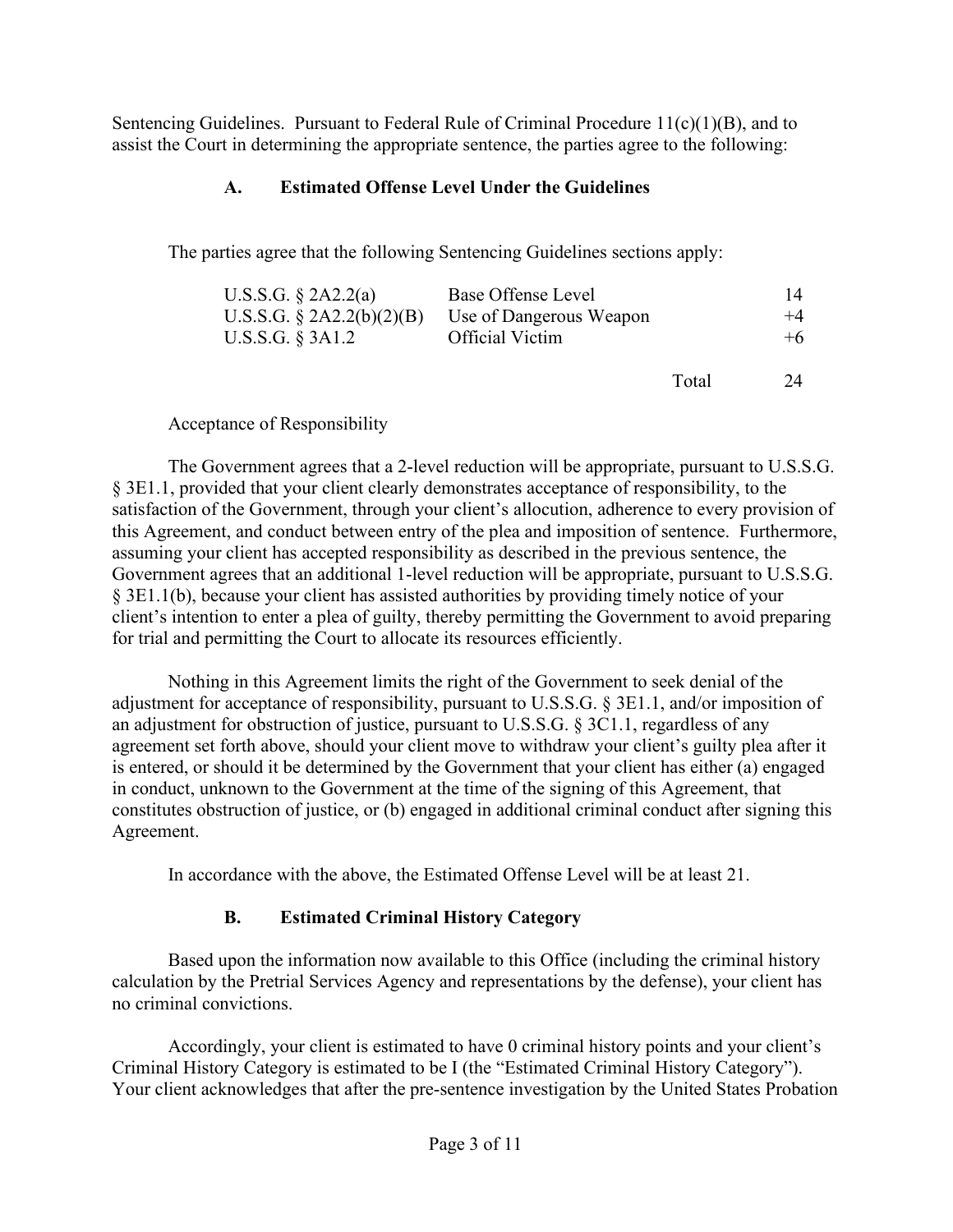Sentencing Guidelines. Pursuant to Federal Rule of Criminal Procedure 11(c)(1)(B), and to assist the Court in determining the appropriate sentence, the parties agree to the following:

### A. Estimated Offense Level Under the Guidelines

The parties agree that the following Sentencing Guidelines sections apply:

| | | |
|---|---|---|
| U.S.S.G. § 2A2.2(a) | Base Offense Level | 14 |
| U.S.S.G. § 2A2.2(b)(2)(B) | Use of Dangerous Weapon | +4 |
| U.S.S.G. § 3A1.2 | Official Victim | +6 |
| | Total | 24 |

Acceptance of Responsibility

The Government agrees that a 2-level reduction will be appropriate, pursuant to U.S.S.G. § 3E1.1, provided that your client clearly demonstrates acceptance of responsibility, to the satisfaction of the Government, through your client's allocution, adherence to every provision of this Agreement, and conduct between entry of the plea and imposition of sentence. Furthermore, assuming your client has accepted responsibility as described in the previous sentence, the Government agrees that an additional 1-level reduction will be appropriate, pursuant to U.S.S.G. § 3E1.1(b), because your client has assisted authorities by providing timely notice of your client's intention to enter a plea of guilty, thereby permitting the Government to avoid preparing for trial and permitting the Court to allocate its resources efficiently.

Nothing in this Agreement limits the right of the Government to seek denial of the adjustment for acceptance of responsibility, pursuant to U.S.S.G. § 3E1.1, and/or imposition of an adjustment for obstruction of justice, pursuant to U.S.S.G. § 3C1.1, regardless of any agreement set forth above, should your client move to withdraw your client's guilty plea after it is entered, or should it be determined by the Government that your client has either (a) engaged in conduct, unknown to the Government at the time of the signing of this Agreement, that constitutes obstruction of justice, or (b) engaged in additional criminal conduct after signing this Agreement.

In accordance with the above, the Estimated Offense Level will be at least 21.

### B. Estimated Criminal History Category

Based upon the information now available to this Office (including the criminal history calculation by the Pretrial Services Agency and representations by the defense), your client has no criminal convictions.

Accordingly, your client is estimated to have 0 criminal history points and your client's Criminal History Category is estimated to be I (the "Estimated Criminal History Category"). Your client acknowledges that after the pre-sentence investigation by the United States Probation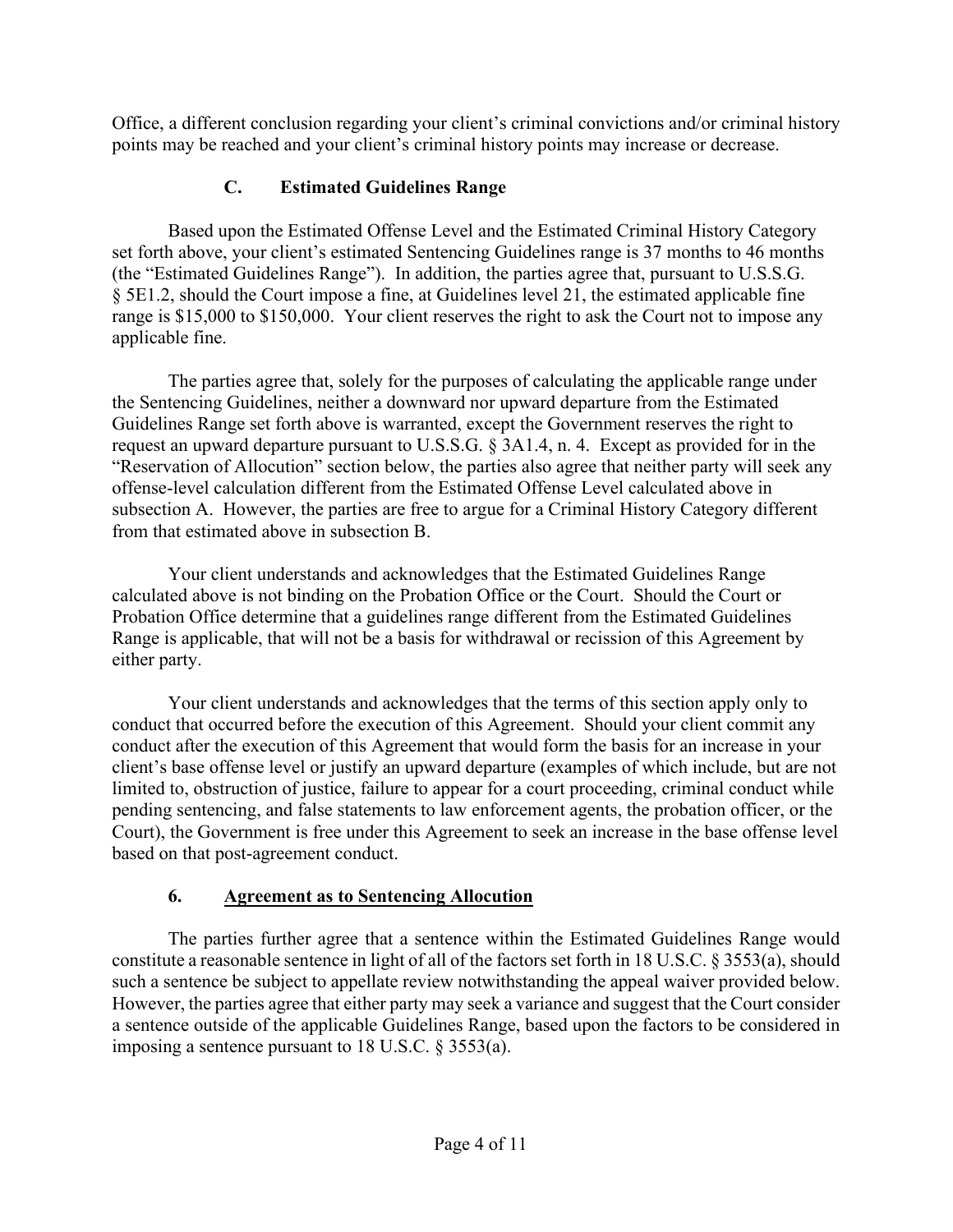Office, a different conclusion regarding your client's criminal convictions and/or criminal history points may be reached and your client's criminal history points may increase or decrease.

### C. Estimated Guidelines Range

Based upon the Estimated Offense Level and the Estimated Criminal History Category set forth above, your client's estimated Sentencing Guidelines range is 37 months to 46 months (the "Estimated Guidelines Range"). In addition, the parties agree that, pursuant to U.S.S.G. § 5E1.2, should the Court impose a fine, at Guidelines level 21, the estimated applicable fine range is $15,000 to $150,000. Your client reserves the right to ask the Court not to impose any applicable fine.

The parties agree that, solely for the purposes of calculating the applicable range under the Sentencing Guidelines, neither a downward nor upward departure from the Estimated Guidelines Range set forth above is warranted, except the Government reserves the right to request an upward departure pursuant to U.S.S.G. § 3A1.4, n. 4. Except as provided for in the "Reservation of Allocution" section below, the parties also agree that neither party will seek any offense-level calculation different from the Estimated Offense Level calculated above in subsection A. However, the parties are free to argue for a Criminal History Category different from that estimated above in subsection B.

Your client understands and acknowledges that the Estimated Guidelines Range calculated above is not binding on the Probation Office or the Court. Should the Court or Probation Office determine that a guidelines range different from the Estimated Guidelines Range is applicable, that will not be a basis for withdrawal or recission of this Agreement by either party.

Your client understands and acknowledges that the terms of this section apply only to conduct that occurred before the execution of this Agreement. Should your client commit any conduct after the execution of this Agreement that would form the basis for an increase in your client's base offense level or justify an upward departure (examples of which include, but are not limited to, obstruction of justice, failure to appear for a court proceeding, criminal conduct while pending sentencing, and false statements to law enforcement agents, the probation officer, or the Court), the Government is free under this Agreement to seek an increase in the base offense level based on that post-agreement conduct.

## 6. <u>Agreement as to Sentencing Allocution</u>

The parties further agree that a sentence within the Estimated Guidelines Range would constitute a reasonable sentence in light of all of the factors set forth in 18 U.S.C. § 3553(a), should such a sentence be subject to appellate review notwithstanding the appeal waiver provided below. However, the parties agree that either party may seek a variance and suggest that the Court consider a sentence outside of the applicable Guidelines Range, based upon the factors to be considered in imposing a sentence pursuant to 18 U.S.C. § 3553(a).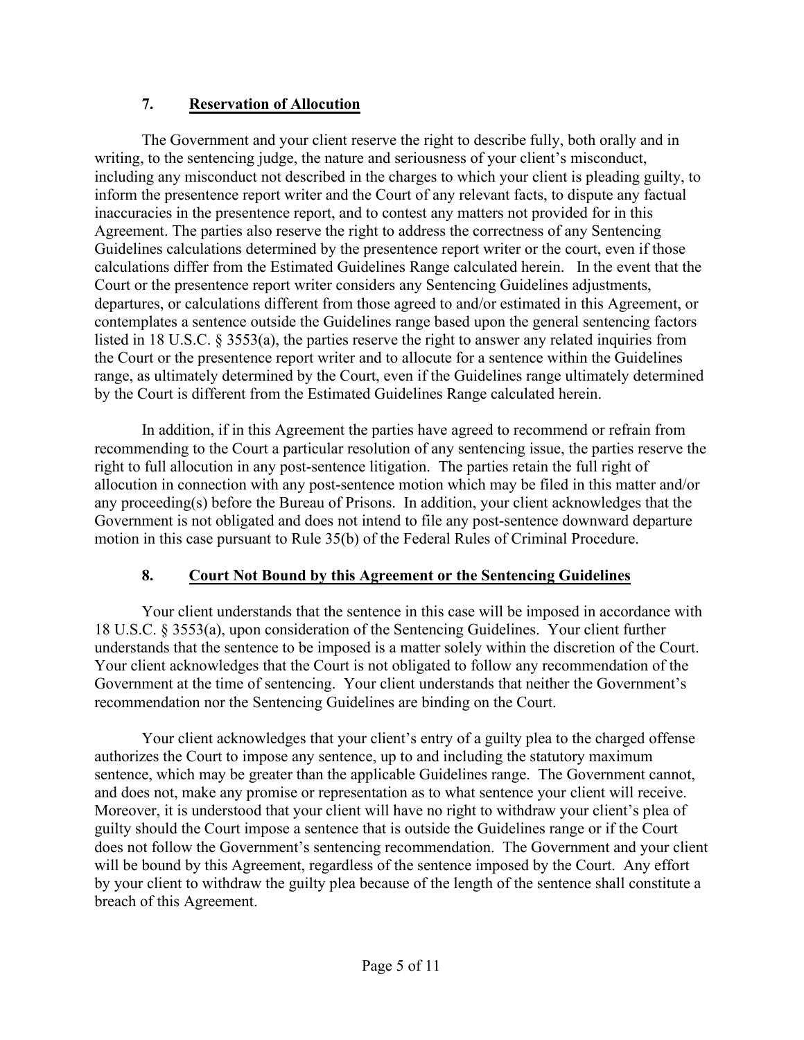## 7. Reservation of Allocution

The Government and your client reserve the right to describe fully, both orally and in writing, to the sentencing judge, the nature and seriousness of your client's misconduct, including any misconduct not described in the charges to which your client is pleading guilty, to inform the presentence report writer and the Court of any relevant facts, to dispute any factual inaccuracies in the presentence report, and to contest any matters not provided for in this Agreement. The parties also reserve the right to address the correctness of any Sentencing Guidelines calculations determined by the presentence report writer or the court, even if those calculations differ from the Estimated Guidelines Range calculated herein. In the event that the Court or the presentence report writer considers any Sentencing Guidelines adjustments, departures, or calculations different from those agreed to and/or estimated in this Agreement, or contemplates a sentence outside the Guidelines range based upon the general sentencing factors listed in 18 U.S.C. § 3553(a), the parties reserve the right to answer any related inquiries from the Court or the presentence report writer and to allocute for a sentence within the Guidelines range, as ultimately determined by the Court, even if the Guidelines range ultimately determined by the Court is different from the Estimated Guidelines Range calculated herein.

In addition, if in this Agreement the parties have agreed to recommend or refrain from recommending to the Court a particular resolution of any sentencing issue, the parties reserve the right to full allocution in any post-sentence litigation. The parties retain the full right of allocution in connection with any post-sentence motion which may be filed in this matter and/or any proceeding(s) before the Bureau of Prisons. In addition, your client acknowledges that the Government is not obligated and does not intend to file any post-sentence downward departure motion in this case pursuant to Rule 35(b) of the Federal Rules of Criminal Procedure.

## 8. Court Not Bound by this Agreement or the Sentencing Guidelines

Your client understands that the sentence in this case will be imposed in accordance with 18 U.S.C. § 3553(a), upon consideration of the Sentencing Guidelines. Your client further understands that the sentence to be imposed is a matter solely within the discretion of the Court. Your client acknowledges that the Court is not obligated to follow any recommendation of the Government at the time of sentencing. Your client understands that neither the Government's recommendation nor the Sentencing Guidelines are binding on the Court.

Your client acknowledges that your client's entry of a guilty plea to the charged offense authorizes the Court to impose any sentence, up to and including the statutory maximum sentence, which may be greater than the applicable Guidelines range. The Government cannot, and does not, make any promise or representation as to what sentence your client will receive. Moreover, it is understood that your client will have no right to withdraw your client's plea of guilty should the Court impose a sentence that is outside the Guidelines range or if the Court does not follow the Government's sentencing recommendation. The Government and your client will be bound by this Agreement, regardless of the sentence imposed by the Court. Any effort by your client to withdraw the guilty plea because of the length of the sentence shall constitute a breach of this Agreement.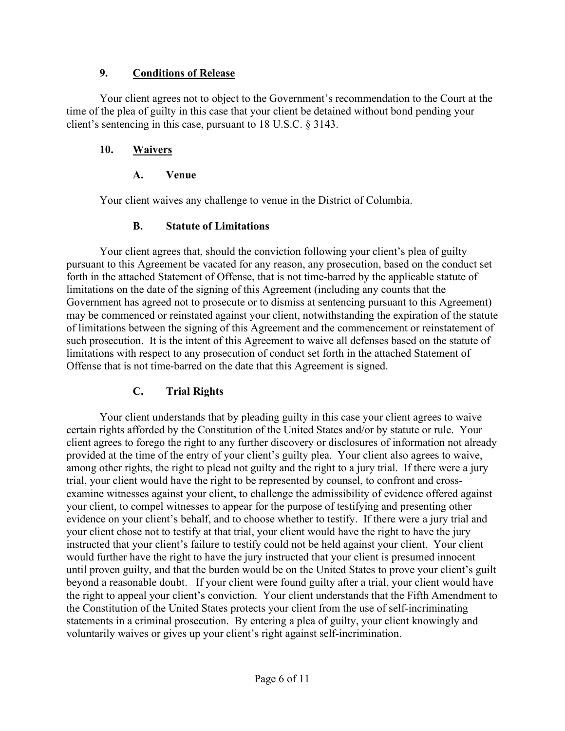## 9. Conditions of Release

Your client agrees not to object to the Government's recommendation to the Court at the time of the plea of guilty in this case that your client be detained without bond pending your client's sentencing in this case, pursuant to 18 U.S.C. § 3143.

## 10. Waivers

### A. Venue

Your client waives any challenge to venue in the District of Columbia.

### B. Statute of Limitations

Your client agrees that, should the conviction following your client's plea of guilty pursuant to this Agreement be vacated for any reason, any prosecution, based on the conduct set forth in the attached Statement of Offense, that is not time-barred by the applicable statute of limitations on the date of the signing of this Agreement (including any counts that the Government has agreed not to prosecute or to dismiss at sentencing pursuant to this Agreement) may be commenced or reinstated against your client, notwithstanding the expiration of the statute of limitations between the signing of this Agreement and the commencement or reinstatement of such prosecution. It is the intent of this Agreement to waive all defenses based on the statute of limitations with respect to any prosecution of conduct set forth in the attached Statement of Offense that is not time-barred on the date that this Agreement is signed.

### C. Trial Rights

Your client understands that by pleading guilty in this case your client agrees to waive certain rights afforded by the Constitution of the United States and/or by statute or rule. Your client agrees to forego the right to any further discovery or disclosures of information not already provided at the time of the entry of your client's guilty plea. Your client also agrees to waive, among other rights, the right to plead not guilty and the right to a jury trial. If there were a jury trial, your client would have the right to be represented by counsel, to confront and cross-examine witnesses against your client, to challenge the admissibility of evidence offered against your client, to compel witnesses to appear for the purpose of testifying and presenting other evidence on your client's behalf, and to choose whether to testify. If there were a jury trial and your client chose not to testify at that trial, your client would have the right to have the jury instructed that your client's failure to testify could not be held against your client. Your client would further have the right to have the jury instructed that your client is presumed innocent until proven guilty, and that the burden would be on the United States to prove your client's guilt beyond a reasonable doubt. If your client were found guilty after a trial, your client would have the right to appeal your client's conviction. Your client understands that the Fifth Amendment to the Constitution of the United States protects your client from the use of self-incriminating statements in a criminal prosecution. By entering a plea of guilty, your client knowingly and voluntarily waives or gives up your client's right against self-incrimination.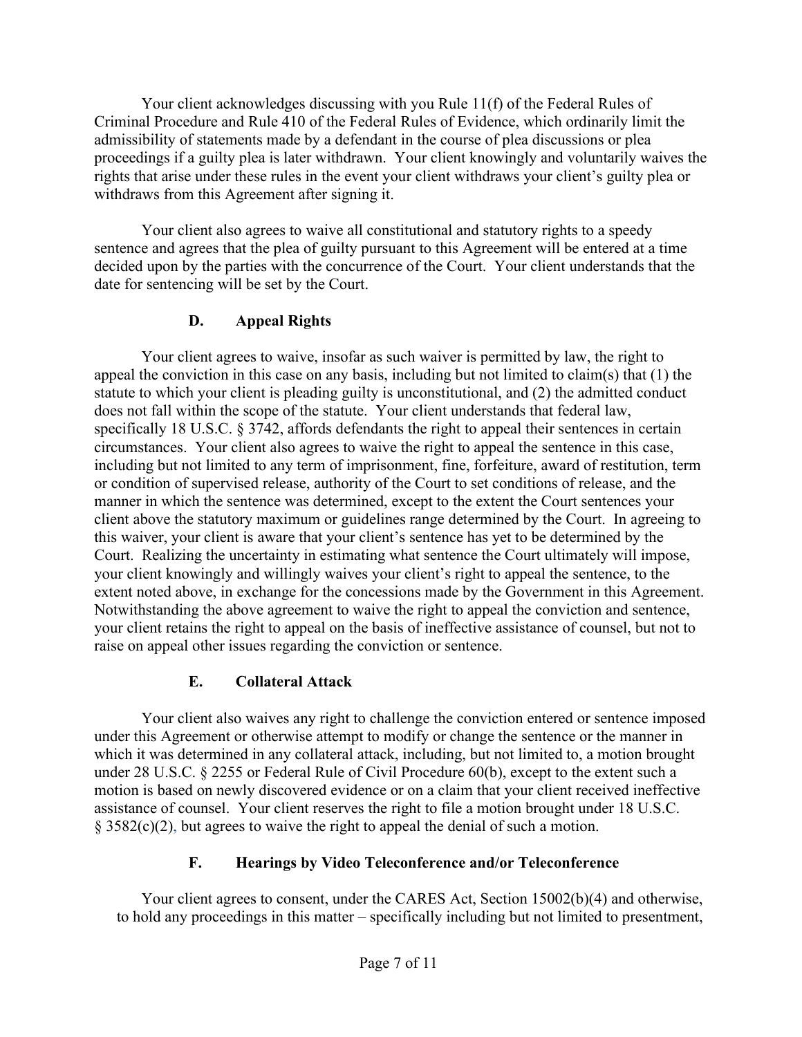Your client acknowledges discussing with you Rule 11(f) of the Federal Rules of Criminal Procedure and Rule 410 of the Federal Rules of Evidence, which ordinarily limit the admissibility of statements made by a defendant in the course of plea discussions or plea proceedings if a guilty plea is later withdrawn. Your client knowingly and voluntarily waives the rights that arise under these rules in the event your client withdraws your client's guilty plea or withdraws from this Agreement after signing it.

Your client also agrees to waive all constitutional and statutory rights to a speedy sentence and agrees that the plea of guilty pursuant to this Agreement will be entered at a time decided upon by the parties with the concurrence of the Court. Your client understands that the date for sentencing will be set by the Court.

### D. Appeal Rights

Your client agrees to waive, insofar as such waiver is permitted by law, the right to appeal the conviction in this case on any basis, including but not limited to claim(s) that (1) the statute to which your client is pleading guilty is unconstitutional, and (2) the admitted conduct does not fall within the scope of the statute. Your client understands that federal law, specifically 18 U.S.C. § 3742, affords defendants the right to appeal their sentences in certain circumstances. Your client also agrees to waive the right to appeal the sentence in this case, including but not limited to any term of imprisonment, fine, forfeiture, award of restitution, term or condition of supervised release, authority of the Court to set conditions of release, and the manner in which the sentence was determined, except to the extent the Court sentences your client above the statutory maximum or guidelines range determined by the Court. In agreeing to this waiver, your client is aware that your client's sentence has yet to be determined by the Court. Realizing the uncertainty in estimating what sentence the Court ultimately will impose, your client knowingly and willingly waives your client's right to appeal the sentence, to the extent noted above, in exchange for the concessions made by the Government in this Agreement. Notwithstanding the above agreement to waive the right to appeal the conviction and sentence, your client retains the right to appeal on the basis of ineffective assistance of counsel, but not to raise on appeal other issues regarding the conviction or sentence.

### E. Collateral Attack

Your client also waives any right to challenge the conviction entered or sentence imposed under this Agreement or otherwise attempt to modify or change the sentence or the manner in which it was determined in any collateral attack, including, but not limited to, a motion brought under 28 U.S.C. § 2255 or Federal Rule of Civil Procedure 60(b), except to the extent such a motion is based on newly discovered evidence or on a claim that your client received ineffective assistance of counsel. Your client reserves the right to file a motion brought under 18 U.S.C. § 3582(c)(2), but agrees to waive the right to appeal the denial of such a motion.

### F. Hearings by Video Teleconference and/or Teleconference

Your client agrees to consent, under the CARES Act, Section 15002(b)(4) and otherwise, to hold any proceedings in this matter – specifically including but not limited to presentment,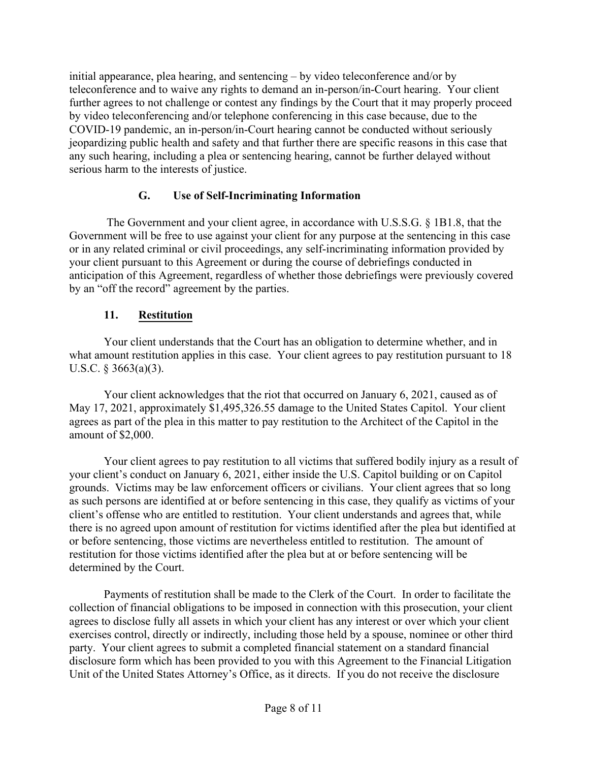initial appearance, plea hearing, and sentencing – by video teleconference and/or by teleconference and to waive any rights to demand an in-person/in-Court hearing. Your client further agrees to not challenge or contest any findings by the Court that it may properly proceed by video teleconferencing and/or telephone conferencing in this case because, due to the COVID-19 pandemic, an in-person/in-Court hearing cannot be conducted without seriously jeopardizing public health and safety and that further there are specific reasons in this case that any such hearing, including a plea or sentencing hearing, cannot be further delayed without serious harm to the interests of justice.

### G. Use of Self-Incriminating Information

The Government and your client agree, in accordance with U.S.S.G. § 1B1.8, that the Government will be free to use against your client for any purpose at the sentencing in this case or in any related criminal or civil proceedings, any self-incriminating information provided by your client pursuant to this Agreement or during the course of debriefings conducted in anticipation of this Agreement, regardless of whether those debriefings were previously covered by an "off the record" agreement by the parties.

### 11. Restitution

Your client understands that the Court has an obligation to determine whether, and in what amount restitution applies in this case. Your client agrees to pay restitution pursuant to 18 U.S.C. § 3663(a)(3).

Your client acknowledges that the riot that occurred on January 6, 2021, caused as of May 17, 2021, approximately $1,495,326.55 damage to the United States Capitol. Your client agrees as part of the plea in this matter to pay restitution to the Architect of the Capitol in the amount of $2,000.

Your client agrees to pay restitution to all victims that suffered bodily injury as a result of your client's conduct on January 6, 2021, either inside the U.S. Capitol building or on Capitol grounds. Victims may be law enforcement officers or civilians. Your client agrees that so long as such persons are identified at or before sentencing in this case, they qualify as victims of your client's offense who are entitled to restitution. Your client understands and agrees that, while there is no agreed upon amount of restitution for victims identified after the plea but identified at or before sentencing, those victims are nevertheless entitled to restitution. The amount of restitution for those victims identified after the plea but at or before sentencing will be determined by the Court.

Payments of restitution shall be made to the Clerk of the Court. In order to facilitate the collection of financial obligations to be imposed in connection with this prosecution, your client agrees to disclose fully all assets in which your client has any interest or over which your client exercises control, directly or indirectly, including those held by a spouse, nominee or other third party. Your client agrees to submit a completed financial statement on a standard financial disclosure form which has been provided to you with this Agreement to the Financial Litigation Unit of the United States Attorney's Office, as it directs. If you do not receive the disclosure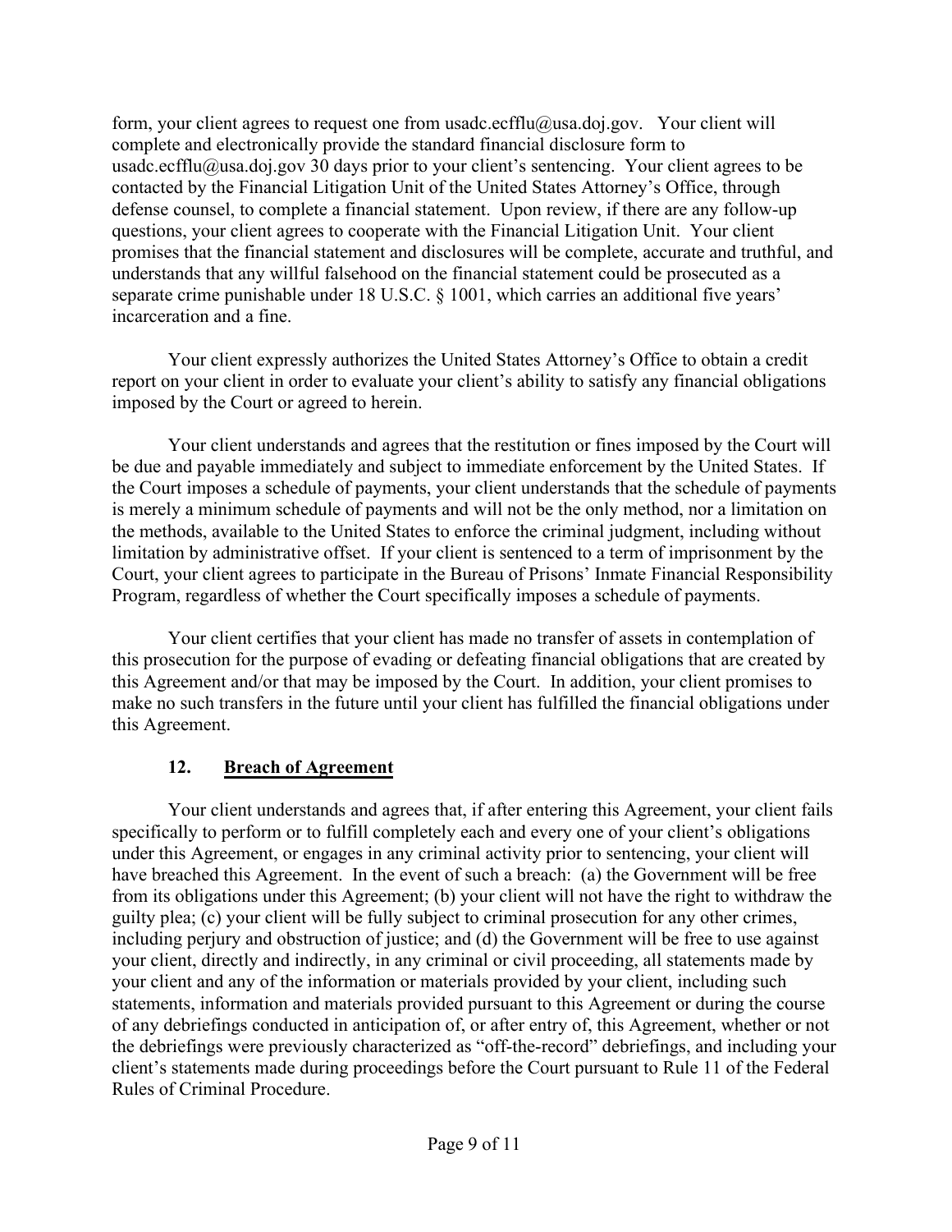form, your client agrees to request one from usadc.ecfflu@usa.doj.gov. Your client will complete and electronically provide the standard financial disclosure form to usadc.ecfflu@usa.doj.gov 30 days prior to your client's sentencing. Your client agrees to be contacted by the Financial Litigation Unit of the United States Attorney's Office, through defense counsel, to complete a financial statement. Upon review, if there are any follow-up questions, your client agrees to cooperate with the Financial Litigation Unit. Your client promises that the financial statement and disclosures will be complete, accurate and truthful, and understands that any willful falsehood on the financial statement could be prosecuted as a separate crime punishable under 18 U.S.C. § 1001, which carries an additional five years' incarceration and a fine.

Your client expressly authorizes the United States Attorney's Office to obtain a credit report on your client in order to evaluate your client's ability to satisfy any financial obligations imposed by the Court or agreed to herein.

Your client understands and agrees that the restitution or fines imposed by the Court will be due and payable immediately and subject to immediate enforcement by the United States. If the Court imposes a schedule of payments, your client understands that the schedule of payments is merely a minimum schedule of payments and will not be the only method, nor a limitation on the methods, available to the United States to enforce the criminal judgment, including without limitation by administrative offset. If your client is sentenced to a term of imprisonment by the Court, your client agrees to participate in the Bureau of Prisons' Inmate Financial Responsibility Program, regardless of whether the Court specifically imposes a schedule of payments.

Your client certifies that your client has made no transfer of assets in contemplation of this prosecution for the purpose of evading or defeating financial obligations that are created by this Agreement and/or that may be imposed by the Court. In addition, your client promises to make no such transfers in the future until your client has fulfilled the financial obligations under this Agreement.

## 12. Breach of Agreement

Your client understands and agrees that, if after entering this Agreement, your client fails specifically to perform or to fulfill completely each and every one of your client's obligations under this Agreement, or engages in any criminal activity prior to sentencing, your client will have breached this Agreement. In the event of such a breach: (a) the Government will be free from its obligations under this Agreement; (b) your client will not have the right to withdraw the guilty plea; (c) your client will be fully subject to criminal prosecution for any other crimes, including perjury and obstruction of justice; and (d) the Government will be free to use against your client, directly and indirectly, in any criminal or civil proceeding, all statements made by your client and any of the information or materials provided by your client, including such statements, information and materials provided pursuant to this Agreement or during the course of any debriefings conducted in anticipation of, or after entry of, this Agreement, whether or not the debriefings were previously characterized as "off-the-record" debriefings, and including your client's statements made during proceedings before the Court pursuant to Rule 11 of the Federal Rules of Criminal Procedure.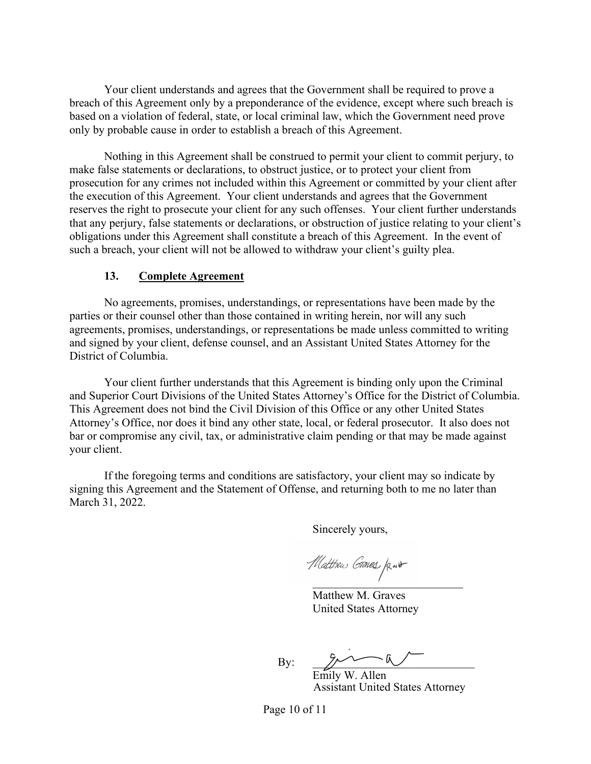Your client understands and agrees that the Government shall be required to prove a breach of this Agreement only by a preponderance of the evidence, except where such breach is based on a violation of federal, state, or local criminal law, which the Government need prove only by probable cause in order to establish a breach of this Agreement.

Nothing in this Agreement shall be construed to permit your client to commit perjury, to make false statements or declarations, to obstruct justice, or to protect your client from prosecution for any crimes not included within this Agreement or committed by your client after the execution of this Agreement. Your client understands and agrees that the Government reserves the right to prosecute your client for any such offenses. Your client further understands that any perjury, false statements or declarations, or obstruction of justice relating to your client's obligations under this Agreement shall constitute a breach of this Agreement. In the event of such a breach, your client will not be allowed to withdraw your client's guilty plea.

### 13. Complete Agreement

No agreements, promises, understandings, or representations have been made by the parties or their counsel other than those contained in writing herein, nor will any such agreements, promises, understandings, or representations be made unless committed to writing and signed by your client, defense counsel, and an Assistant United States Attorney for the District of Columbia.

Your client further understands that this Agreement is binding only upon the Criminal and Superior Court Divisions of the United States Attorney's Office for the District of Columbia. This Agreement does not bind the Civil Division of this Office or any other United States Attorney's Office, nor does it bind any other state, local, or federal prosecutor. It also does not bar or compromise any civil, tax, or administrative claim pending or that may be made against your client.

If the foregoing terms and conditions are satisfactory, your client may so indicate by signing this Agreement and the Statement of Offense, and returning both to me no later than March 31, 2022.

Sincerely yours,

Matthew Graves /RNH

Matthew M. Graves
United States Attorney

By: ______________________

Emily W. Allen
Assistant United States Attorney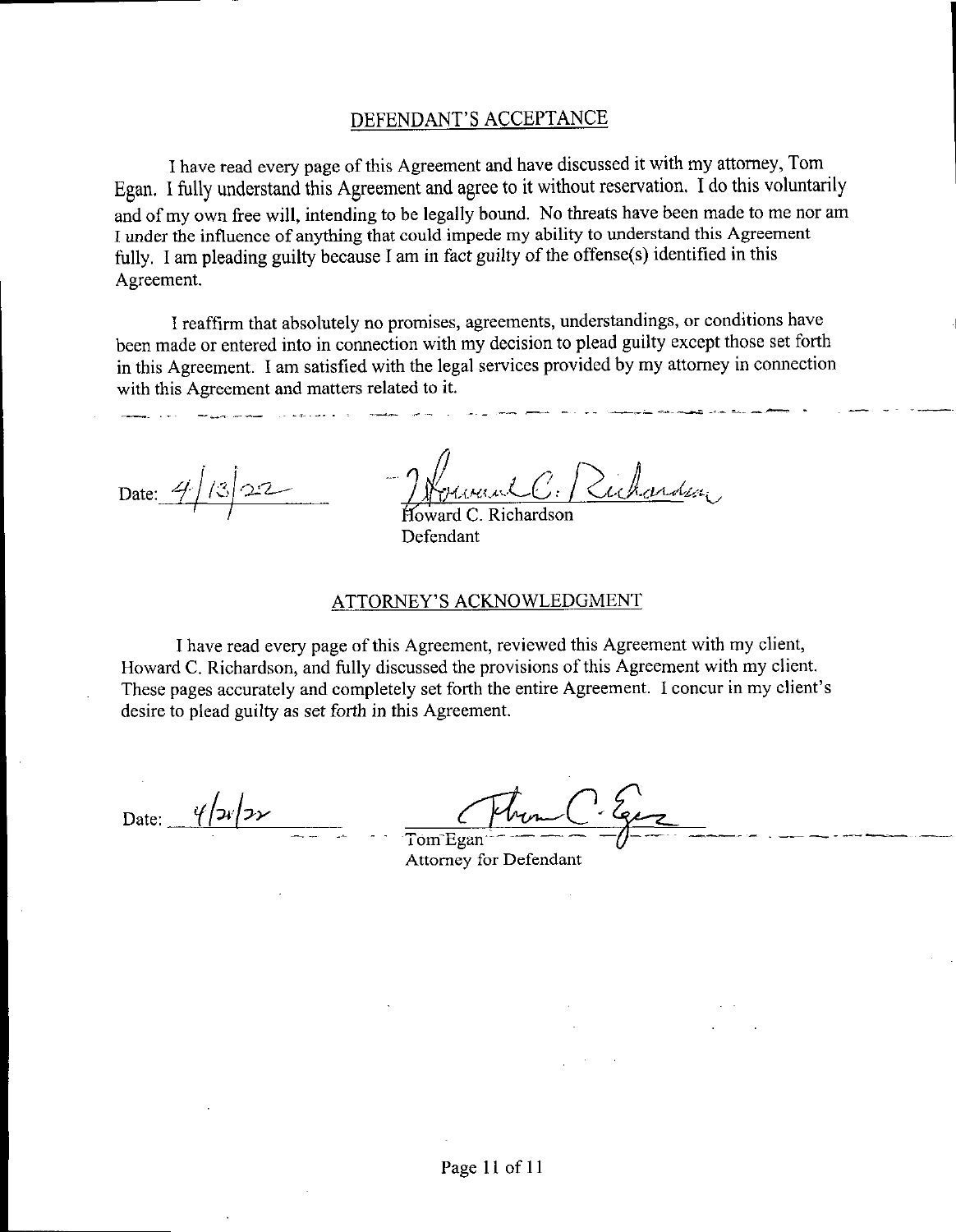## DEFENDANT'S ACCEPTANCE

I have read every page of this Agreement and have discussed it with my attorney, Tom Egan. I fully understand this Agreement and agree to it without reservation. I do this voluntarily and of my own free will, intending to be legally bound. No threats have been made to me nor am I under the influence of anything that could impede my ability to understand this Agreement fully. I am pleading guilty because I am in fact guilty of the offense(s) identified in this Agreement.

I reaffirm that absolutely no promises, agreements, understandings, or conditions have been made or entered into in connection with my decision to plead guilty except those set forth in this Agreement. I am satisfied with the legal services provided by my attorney in connection with this Agreement and matters related to it.

Date: 4/13/22

Howard C. Richardson
Defendant

## ATTORNEY'S ACKNOWLEDGMENT

I have read every page of this Agreement, reviewed this Agreement with my client, Howard C. Richardson, and fully discussed the provisions of this Agreement with my client. These pages accurately and completely set forth the entire Agreement. I concur in my client's desire to plead guilty as set forth in this Agreement.

Date: 4/21/22

Tom Egan
Attorney for Defendant